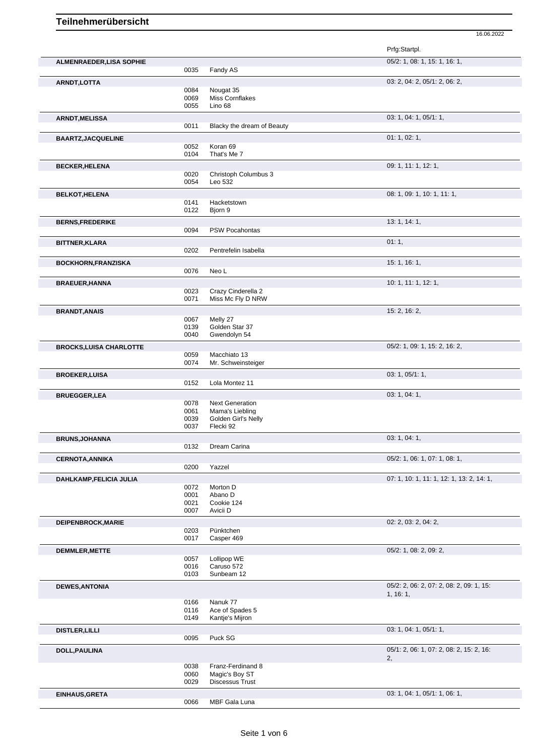# Teilnehmerübersicht

16.06.2022

| Name | Nr. | Pferd | Prfg:Startpl. |
|---|---|---|---|
| **ALMENRAEDER,LISA SOPHIE** | | | 05/2: 1, 08: 1, 15: 1, 16: 1, |
| | 0035 | Fandy AS | |
| **ARNDT,LOTTA** | | | 03: 2, 04: 2, 05/1: 2, 06: 2, |
| | 0084 | Nougat 35 | |
| | 0069 | Miss Cornflakes | |
| | 0055 | Lino 68 | |
| **ARNDT,MELISSA** | | | 03: 1, 04: 1, 05/1: 1, |
| | 0011 | Blacky the dream of Beauty | |
| **BAARTZ,JACQUELINE** | | | 01: 1, 02: 1, |
| | 0052 | Koran 69 | |
| | 0104 | That's Me 7 | |
| **BECKER,HELENA** | | | 09: 1, 11: 1, 12: 1, |
| | 0020 | Christoph Columbus 3 | |
| | 0054 | Leo 532 | |
| **BELKOT,HELENA** | | | 08: 1, 09: 1, 10: 1, 11: 1, |
| | 0141 | Hacketstown | |
| | 0122 | Bjorn 9 | |
| **BERNS,FREDERIKE** | | | 13: 1, 14: 1, |
| | 0094 | PSW Pocahontas | |
| **BITTNER,KLARA** | | | 01: 1, |
| | 0202 | Pentrefelin Isabella | |
| **BOCKHORN,FRANZISKA** | | | 15: 1, 16: 1, |
| | 0076 | Neo L | |
| **BRAEUER,HANNA** | | | 10: 1, 11: 1, 12: 1, |
| | 0023 | Crazy Cinderella 2 | |
| | 0071 | Miss Mc Fly D NRW | |
| **BRANDT,ANAIS** | | | 15: 2, 16: 2, |
| | 0067 | Melly 27 | |
| | 0139 | Golden Star 37 | |
| | 0040 | Gwendolyn 54 | |
| **BROCKS,LUISA CHARLOTTE** | | | 05/2: 1, 09: 1, 15: 2, 16: 2, |
| | 0059 | Macchiato 13 | |
| | 0074 | Mr. Schweinsteiger | |
| **BROEKER,LUISA** | | | 03: 1, 05/1: 1, |
| | 0152 | Lola Montez 11 | |
| **BRUEGGER,LEA** | | | 03: 1, 04: 1, |
| | 0078 | Next Generation | |
| | 0061 | Mama's Liebling | |
| | 0039 | Golden Girl's Nelly | |
| | 0037 | Flecki 92 | |
| **BRUNS,JOHANNA** | | | 03: 1, 04: 1, |
| | 0132 | Dream Carina | |
| **CERNOTA,ANNIKA** | | | 05/2: 1, 06: 1, 07: 1, 08: 1, |
| | 0200 | Yazzel | |
| **DAHLKAMP,FELICIA JULIA** | | | 07: 1, 10: 1, 11: 1, 12: 1, 13: 2, 14: 1, |
| | 0072 | Morton D | |
| | 0001 | Abano D | |
| | 0021 | Cookie 124 | |
| | 0007 | Avicii D | |
| **DEIPENBROCK,MARIE** | | | 02: 2, 03: 2, 04: 2, |
| | 0203 | Pünktchen | |
| | 0017 | Casper 469 | |
| **DEMMLER,METTE** | | | 05/2: 1, 08: 2, 09: 2, |
| | 0057 | Lollipop WE | |
| | 0016 | Caruso 572 | |
| | 0103 | Sunbeam 12 | |
| **DEWES,ANTONIA** | | | 05/2: 2, 06: 2, 07: 2, 08: 2, 09: 1, 15: 1, 16: 1, |
| | 0166 | Nanuk 77 | |
| | 0116 | Ace of Spades 5 | |
| | 0149 | Kantje's Mijron | |
| **DISTLER,LILLI** | | | 03: 1, 04: 1, 05/1: 1, |
| | 0095 | Puck SG | |
| **DOLL,PAULINA** | | | 05/1: 2, 06: 1, 07: 2, 08: 2, 15: 2, 16: 2, |
| | 0038 | Franz-Ferdinand 8 | |
| | 0060 | Magic's Boy ST | |
| | 0029 | Discessus Trust | |
| **EINHAUS,GRETA** | | | 03: 1, 04: 1, 05/1: 1, 06: 1, |
| | 0066 | MBF Gala Luna | |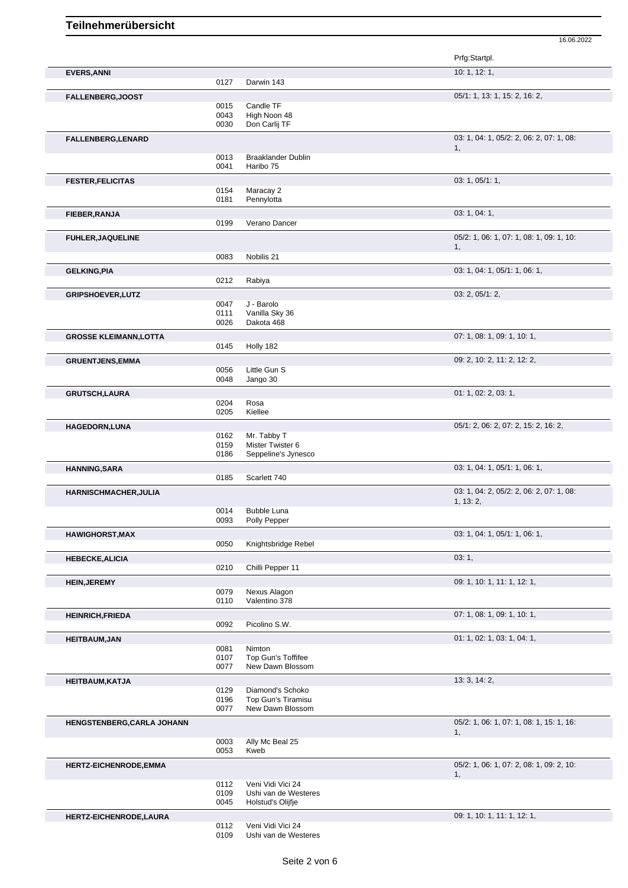# Teilnehmerübersicht

16.06.2022

| Name | Nr. | Pferd | Prfg:Startpl. |
|---|---|---|---|
| **EVERS,ANNI** | | | 10: 1, 12: 1, |
| | 0127 | Darwin 143 | |
| **FALLENBERG,JOOST** | | | 05/1: 1, 13: 1, 15: 2, 16: 2, |
| | 0015 | Candle TF | |
| | 0043 | High Noon 48 | |
| | 0030 | Don Carlij TF | |
| **FALLENBERG,LENARD** | | | 03: 1, 04: 1, 05/2: 2, 06: 2, 07: 1, 08: 1, |
| | 0013 | Braaklander Dublin | |
| | 0041 | Haribo 75 | |
| **FESTER,FELICITAS** | | | 03: 1, 05/1: 1, |
| | 0154 | Maracay 2 | |
| | 0181 | Pennylotta | |
| **FIEBER,RANJA** | | | 03: 1, 04: 1, |
| | 0199 | Verano Dancer | |
| **FUHLER,JAQUELINE** | | | 05/2: 1, 06: 1, 07: 1, 08: 1, 09: 1, 10: 1, |
| | 0083 | Nobilis 21 | |
| **GELKING,PIA** | | | 03: 1, 04: 1, 05/1: 1, 06: 1, |
| | 0212 | Rabiya | |
| **GRIPSHOEVER,LUTZ** | | | 03: 2, 05/1: 2, |
| | 0047 | J - Barolo | |
| | 0111 | Vanilla Sky 36 | |
| | 0026 | Dakota 468 | |
| **GROSSE KLEIMANN,LOTTA** | | | 07: 1, 08: 1, 09: 1, 10: 1, |
| | 0145 | Holly 182 | |
| **GRUENTJENS,EMMA** | | | 09: 2, 10: 2, 11: 2, 12: 2, |
| | 0056 | Little Gun S | |
| | 0048 | Jango 30 | |
| **GRUTSCH,LAURA** | | | 01: 1, 02: 2, 03: 1, |
| | 0204 | Rosa | |
| | 0205 | Kiellee | |
| **HAGEDORN,LUNA** | | | 05/1: 2, 06: 2, 07: 2, 15: 2, 16: 2, |
| | 0162 | Mr. Tabby T | |
| | 0159 | Mister Twister 6 | |
| | 0186 | Seppeline's Jynesco | |
| **HANNING,SARA** | | | 03: 1, 04: 1, 05/1: 1, 06: 1, |
| | 0185 | Scarlett 740 | |
| **HARNISCHMACHER,JULIA** | | | 03: 1, 04: 2, 05/2: 2, 06: 2, 07: 1, 08: 1, 13: 2, |
| | 0014 | Bubble Luna | |
| | 0093 | Polly Pepper | |
| **HAWIGHORST,MAX** | | | 03: 1, 04: 1, 05/1: 1, 06: 1, |
| | 0050 | Knightsbridge Rebel | |
| **HEBECKE,ALICIA** | | | 03: 1, |
| | 0210 | Chilli Pepper 11 | |
| **HEIN,JEREMY** | | | 09: 1, 10: 1, 11: 1, 12: 1, |
| | 0079 | Nexus Alagon | |
| | 0110 | Valentino 378 | |
| **HEINRICH,FRIEDA** | | | 07: 1, 08: 1, 09: 1, 10: 1, |
| | 0092 | Picolino S.W. | |
| **HEITBAUM,JAN** | | | 01: 1, 02: 1, 03: 1, 04: 1, |
| | 0081 | Nimton | |
| | 0107 | Top Gun's Toffifee | |
| | 0077 | New Dawn Blossom | |
| **HEITBAUM,KATJA** | | | 13: 3, 14: 2, |
| | 0129 | Diamond's Schoko | |
| | 0196 | Top Gun's Tiramisu | |
| | 0077 | New Dawn Blossom | |
| **HENGSTENBERG,CARLA JOHANN** | | | 05/2: 1, 06: 1, 07: 1, 08: 1, 15: 1, 16: 1, |
| | 0003 | Ally Mc Beal 25 | |
| | 0053 | Kweb | |
| **HERTZ-EICHENRODE,EMMA** | | | 05/2: 1, 06: 1, 07: 2, 08: 1, 09: 2, 10: 1, |
| | 0112 | Veni Vidi Vici 24 | |
| | 0109 | Ushi van de Westeres | |
| | 0045 | Holstud's Olijfje | |
| **HERTZ-EICHENRODE,LAURA** | | | 09: 1, 10: 1, 11: 1, 12: 1, |
| | 0112 | Veni Vidi Vici 24 | |
| | 0109 | Ushi van de Westeres | |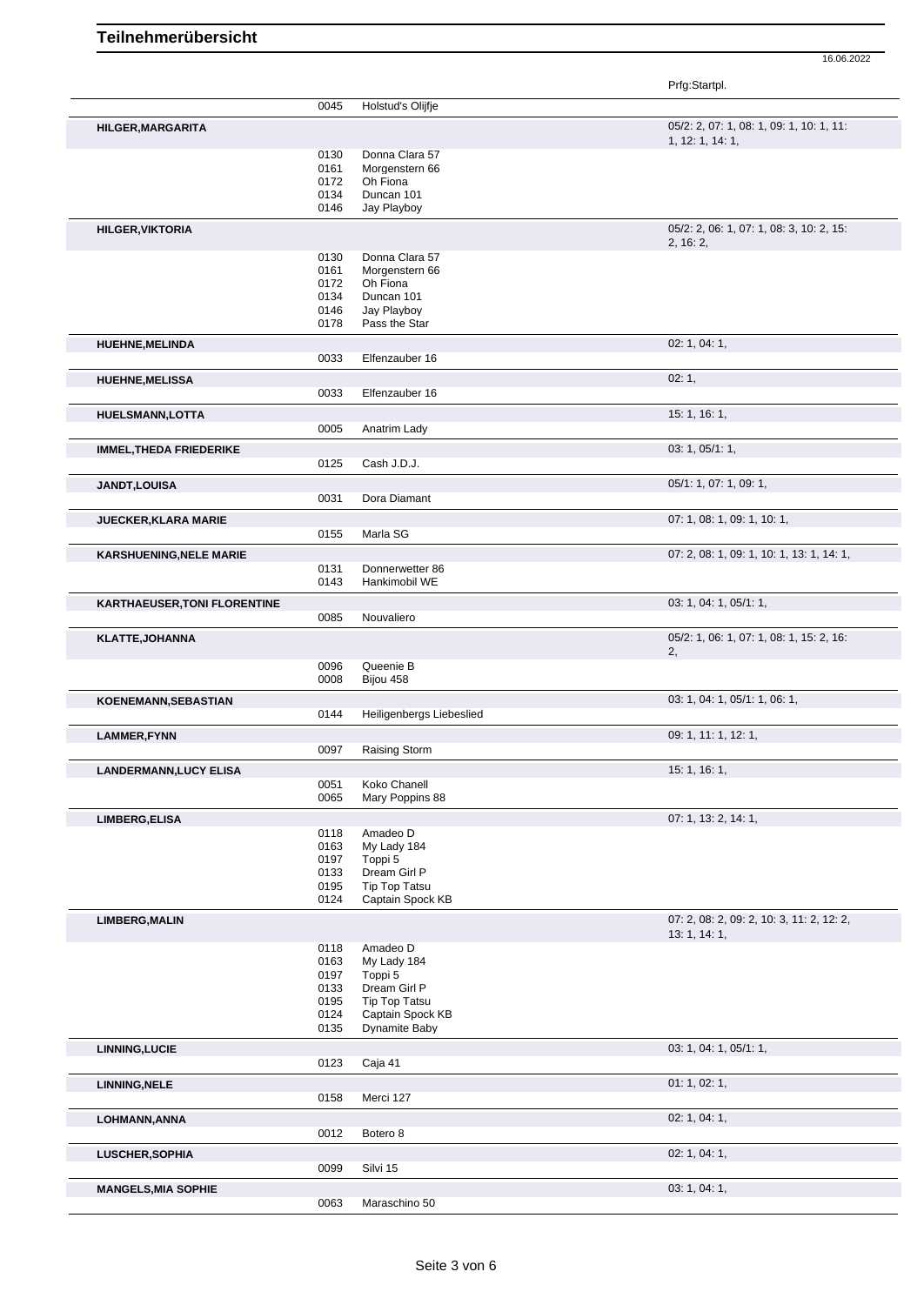# Teilnehmerübersicht

16.06.2022

| Teilnehmer | Nr. | Pferd | Prfg:Startpl. |
|---|---|---|---|
| | 0045 | Holstud's Olijfje | |
| **HILGER,MARGARITA** | | | 05/2: 2, 07: 1, 08: 1, 09: 1, 10: 1, 11: 1, 12: 1, 14: 1, |
| | 0130 | Donna Clara 57 | |
| | 0161 | Morgenstern 66 | |
| | 0172 | Oh Fiona | |
| | 0134 | Duncan 101 | |
| | 0146 | Jay Playboy | |
| **HILGER,VIKTORIA** | | | 05/2: 2, 06: 1, 07: 1, 08: 3, 10: 2, 15: 2, 16: 2, |
| | 0130 | Donna Clara 57 | |
| | 0161 | Morgenstern 66 | |
| | 0172 | Oh Fiona | |
| | 0134 | Duncan 101 | |
| | 0146 | Jay Playboy | |
| | 0178 | Pass the Star | |
| **HUEHNE,MELINDA** | | | 02: 1, 04: 1, |
| | 0033 | Elfenzauber 16 | |
| **HUEHNE,MELISSA** | | | 02: 1, |
| | 0033 | Elfenzauber 16 | |
| **HUELSMANN,LOTTA** | | | 15: 1, 16: 1, |
| | 0005 | Anatrim Lady | |
| **IMMEL,THEDA FRIEDERIKE** | | | 03: 1, 05/1: 1, |
| | 0125 | Cash J.D.J. | |
| **JANDT,LOUISA** | | | 05/1: 1, 07: 1, 09: 1, |
| | 0031 | Dora Diamant | |
| **JUECKER,KLARA MARIE** | | | 07: 1, 08: 1, 09: 1, 10: 1, |
| | 0155 | Marla SG | |
| **KARSHUENING,NELE MARIE** | | | 07: 2, 08: 1, 09: 1, 10: 1, 13: 1, 14: 1, |
| | 0131 | Donnerwetter 86 | |
| | 0143 | Hankimobil WE | |
| **KARTHAEUSER,TONI FLORENTINE** | | | 03: 1, 04: 1, 05/1: 1, |
| | 0085 | Nouvaliero | |
| **KLATTE,JOHANNA** | | | 05/2: 1, 06: 1, 07: 1, 08: 1, 15: 2, 16: 2, |
| | 0096 | Queenie B | |
| | 0008 | Bijou 458 | |
| **KOENEMANN,SEBASTIAN** | | | 03: 1, 04: 1, 05/1: 1, 06: 1, |
| | 0144 | Heiligenbergs Liebeslied | |
| **LAMMER,FYNN** | | | 09: 1, 11: 1, 12: 1, |
| | 0097 | Raising Storm | |
| **LANDERMANN,LUCY ELISA** | | | 15: 1, 16: 1, |
| | 0051 | Koko Chanell | |
| | 0065 | Mary Poppins 88 | |
| **LIMBERG,ELISA** | | | 07: 1, 13: 2, 14: 1, |
| | 0118 | Amadeo D | |
| | 0163 | My Lady 184 | |
| | 0197 | Toppi 5 | |
| | 0133 | Dream Girl P | |
| | 0195 | Tip Top Tatsu | |
| | 0124 | Captain Spock KB | |
| **LIMBERG,MALIN** | | | 07: 2, 08: 2, 09: 2, 10: 3, 11: 2, 12: 2, 13: 1, 14: 1, |
| | 0118 | Amadeo D | |
| | 0163 | My Lady 184 | |
| | 0197 | Toppi 5 | |
| | 0133 | Dream Girl P | |
| | 0195 | Tip Top Tatsu | |
| | 0124 | Captain Spock KB | |
| | 0135 | Dynamite Baby | |
| **LINNING,LUCIE** | | | 03: 1, 04: 1, 05/1: 1, |
| | 0123 | Caja 41 | |
| **LINNING,NELE** | | | 01: 1, 02: 1, |
| | 0158 | Merci 127 | |
| **LOHMANN,ANNA** | | | 02: 1, 04: 1, |
| | 0012 | Botero 8 | |
| **LUSCHER,SOPHIA** | | | 02: 1, 04: 1, |
| | 0099 | Silvi 15 | |
| **MANGELS,MIA SOPHIE** | | | 03: 1, 04: 1, |
| | 0063 | Maraschino 50 | |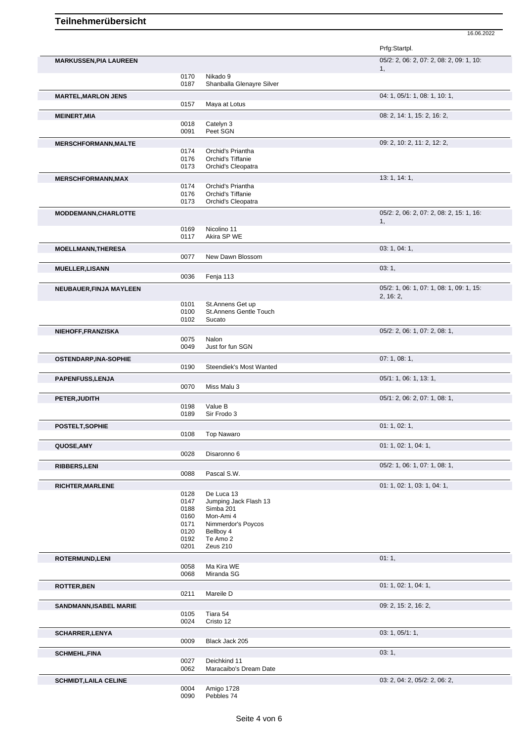# Teilnehmerübersicht

16.06.2022

| Teilnehmer | Nr. | Pferd | Prfg:Startpl. |
|---|---|---|---|
| **MARKUSSEN,PIA LAUREEN** | | | 05/2: 2, 06: 2, 07: 2, 08: 2, 09: 1, 10: 1, |
| | 0170 | Nikado 9 | |
| | 0187 | Shanballa Glenayre Silver | |
| **MARTEL,MARLON JENS** | | | 04: 1, 05/1: 1, 08: 1, 10: 1, |
| | 0157 | Maya at Lotus | |
| **MEINERT,MIA** | | | 08: 2, 14: 1, 15: 2, 16: 2, |
| | 0018 | Catelyn 3 | |
| | 0091 | Peet SGN | |
| **MERSCHFORMANN,MALTE** | | | 09: 2, 10: 2, 11: 2, 12: 2, |
| | 0174 | Orchid's Priantha | |
| | 0176 | Orchid's Tiffanie | |
| | 0173 | Orchid's Cleopatra | |
| **MERSCHFORMANN,MAX** | | | 13: 1, 14: 1, |
| | 0174 | Orchid's Priantha | |
| | 0176 | Orchid's Tiffanie | |
| | 0173 | Orchid's Cleopatra | |
| **MODDEMANN,CHARLOTTE** | | | 05/2: 2, 06: 2, 07: 2, 08: 2, 15: 1, 16: 1, |
| | 0169 | Nicolino 11 | |
| | 0117 | Akira SP WE | |
| **MOELLMANN,THERESA** | | | 03: 1, 04: 1, |
| | 0077 | New Dawn Blossom | |
| **MUELLER,LISANN** | | | 03: 1, |
| | 0036 | Fenja 113 | |
| **NEUBAUER,FINJA MAYLEEN** | | | 05/2: 1, 06: 1, 07: 1, 08: 1, 09: 1, 15: 2, 16: 2, |
| | 0101 | St.Annens Get up | |
| | 0100 | St.Annens Gentle Touch | |
| | 0102 | Sucato | |
| **NIEHOFF,FRANZISKA** | | | 05/2: 2, 06: 1, 07: 2, 08: 1, |
| | 0075 | Nalon | |
| | 0049 | Just for fun SGN | |
| **OSTENDARP,INA-SOPHIE** | | | 07: 1, 08: 1, |
| | 0190 | Steendiek's Most Wanted | |
| **PAPENFUSS,LENJA** | | | 05/1: 1, 06: 1, 13: 1, |
| | 0070 | Miss Malu 3 | |
| **PETER,JUDITH** | | | 05/1: 2, 06: 2, 07: 1, 08: 1, |
| | 0198 | Value B | |
| | 0189 | Sir Frodo 3 | |
| **POSTELT,SOPHIE** | | | 01: 1, 02: 1, |
| | 0108 | Top Nawaro | |
| **QUOSE,AMY** | | | 01: 1, 02: 1, 04: 1, |
| | 0028 | Disaronno 6 | |
| **RIBBERS,LENI** | | | 05/2: 1, 06: 1, 07: 1, 08: 1, |
| | 0088 | Pascal S.W. | |
| **RICHTER,MARLENE** | | | 01: 1, 02: 1, 03: 1, 04: 1, |
| | 0128 | De Luca 13 | |
| | 0147 | Jumping Jack Flash 13 | |
| | 0188 | Simba 201 | |
| | 0160 | Mon-Ami 4 | |
| | 0171 | Nimmerdor's Poycos | |
| | 0120 | Bellboy 4 | |
| | 0192 | Te Amo 2 | |
| | 0201 | Zeus 210 | |
| **ROTERMUND,LENI** | | | 01: 1, |
| | 0058 | Ma Kira WE | |
| | 0068 | Miranda SG | |
| **ROTTER,BEN** | | | 01: 1, 02: 1, 04: 1, |
| | 0211 | Mareile D | |
| **SANDMANN,ISABEL MARIE** | | | 09: 2, 15: 2, 16: 2, |
| | 0105 | Tiara 54 | |
| | 0024 | Cristo 12 | |
| **SCHARRER,LENYA** | | | 03: 1, 05/1: 1, |
| | 0009 | Black Jack 205 | |
| **SCHMEHL,FINA** | | | 03: 1, |
| | 0027 | Deichkind 11 | |
| | 0062 | Maracaibo's Dream Date | |
| **SCHMIDT,LAILA CELINE** | | | 03: 2, 04: 2, 05/2: 2, 06: 2, |
| | 0004 | Amigo 1728 | |
| | 0090 | Pebbles 74 | |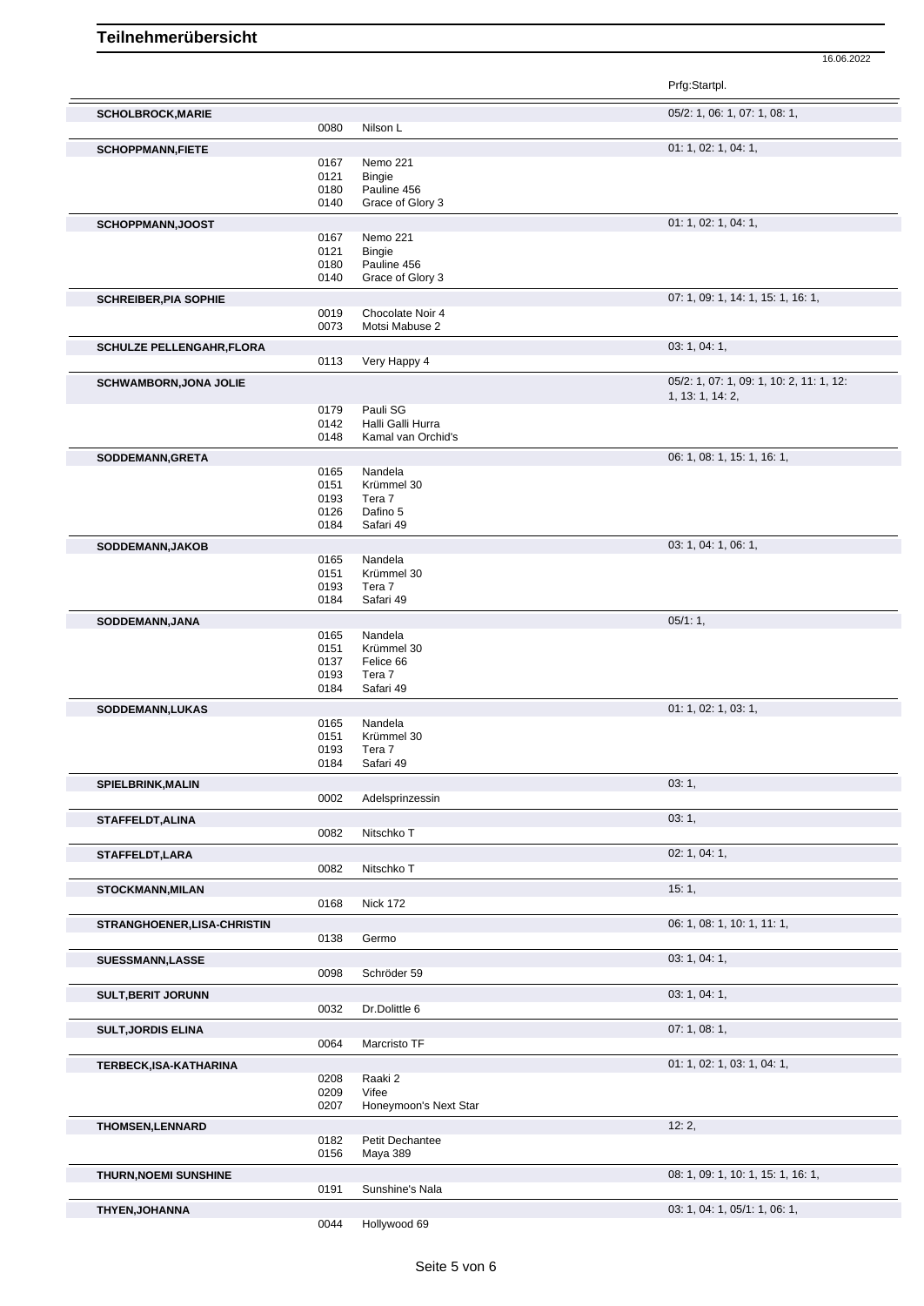# Teilnehmerübersicht

16.06.2022

| Name | Nr. | Pferd | Prfg:Startpl. |
|---|---|---|---|
| **SCHOLBROCK,MARIE** | | | 05/2: 1, 06: 1, 07: 1, 08: 1, |
| | 0080 | Nilson L | |
| **SCHOPPMANN,FIETE** | | | 01: 1, 02: 1, 04: 1, |
| | 0167 | Nemo 221 | |
| | 0121 | Bingie | |
| | 0180 | Pauline 456 | |
| | 0140 | Grace of Glory 3 | |
| **SCHOPPMANN,JOOST** | | | 01: 1, 02: 1, 04: 1, |
| | 0167 | Nemo 221 | |
| | 0121 | Bingie | |
| | 0180 | Pauline 456 | |
| | 0140 | Grace of Glory 3 | |
| **SCHREIBER,PIA SOPHIE** | | | 07: 1, 09: 1, 14: 1, 15: 1, 16: 1, |
| | 0019 | Chocolate Noir 4 | |
| | 0073 | Motsi Mabuse 2 | |
| **SCHULZE PELLENGAHR,FLORA** | | | 03: 1, 04: 1, |
| | 0113 | Very Happy 4 | |
| **SCHWAMBORN,JONA JOLIE** | | | 05/2: 1, 07: 1, 09: 1, 10: 2, 11: 1, 12: 1, 13: 1, 14: 2, |
| | 0179 | Pauli SG | |
| | 0142 | Halli Galli Hurra | |
| | 0148 | Kamal van Orchid's | |
| **SODDEMANN,GRETA** | | | 06: 1, 08: 1, 15: 1, 16: 1, |
| | 0165 | Nandela | |
| | 0151 | Krümmel 30 | |
| | 0193 | Tera 7 | |
| | 0126 | Dafino 5 | |
| | 0184 | Safari 49 | |
| **SODDEMANN,JAKOB** | | | 03: 1, 04: 1, 06: 1, |
| | 0165 | Nandela | |
| | 0151 | Krümmel 30 | |
| | 0193 | Tera 7 | |
| | 0184 | Safari 49 | |
| **SODDEMANN,JANA** | | | 05/1: 1, |
| | 0165 | Nandela | |
| | 0151 | Krümmel 30 | |
| | 0137 | Felice 66 | |
| | 0193 | Tera 7 | |
| | 0184 | Safari 49 | |
| **SODDEMANN,LUKAS** | | | 01: 1, 02: 1, 03: 1, |
| | 0165 | Nandela | |
| | 0151 | Krümmel 30 | |
| | 0193 | Tera 7 | |
| | 0184 | Safari 49 | |
| **SPIELBRINK,MALIN** | | | 03: 1, |
| | 0002 | Adelsprinzessin | |
| **STAFFELDT,ALINA** | | | 03: 1, |
| | 0082 | Nitschko T | |
| **STAFFELDT,LARA** | | | 02: 1, 04: 1, |
| | 0082 | Nitschko T | |
| **STOCKMANN,MILAN** | | | 15: 1, |
| | 0168 | Nick 172 | |
| **STRANGHOENER,LISA-CHRISTIN** | | | 06: 1, 08: 1, 10: 1, 11: 1, |
| | 0138 | Germo | |
| **SUESSMANN,LASSE** | | | 03: 1, 04: 1, |
| | 0098 | Schröder 59 | |
| **SULT,BERIT JORUNN** | | | 03: 1, 04: 1, |
| | 0032 | Dr.Dolittle 6 | |
| **SULT,JORDIS ELINA** | | | 07: 1, 08: 1, |
| | 0064 | Marcristo TF | |
| **TERBECK,ISA-KATHARINA** | | | 01: 1, 02: 1, 03: 1, 04: 1, |
| | 0208 | Raaki 2 | |
| | 0209 | Vifee | |
| | 0207 | Honeymoon's Next Star | |
| **THOMSEN,LENNARD** | | | 12: 2, |
| | 0182 | Petit Dechantee | |
| | 0156 | Maya 389 | |
| **THURN,NOEMI SUNSHINE** | | | 08: 1, 09: 1, 10: 1, 15: 1, 16: 1, |
| | 0191 | Sunshine's Nala | |
| **THYEN,JOHANNA** | | | 03: 1, 04: 1, 05/1: 1, 06: 1, |
| | 0044 | Hollywood 69 | |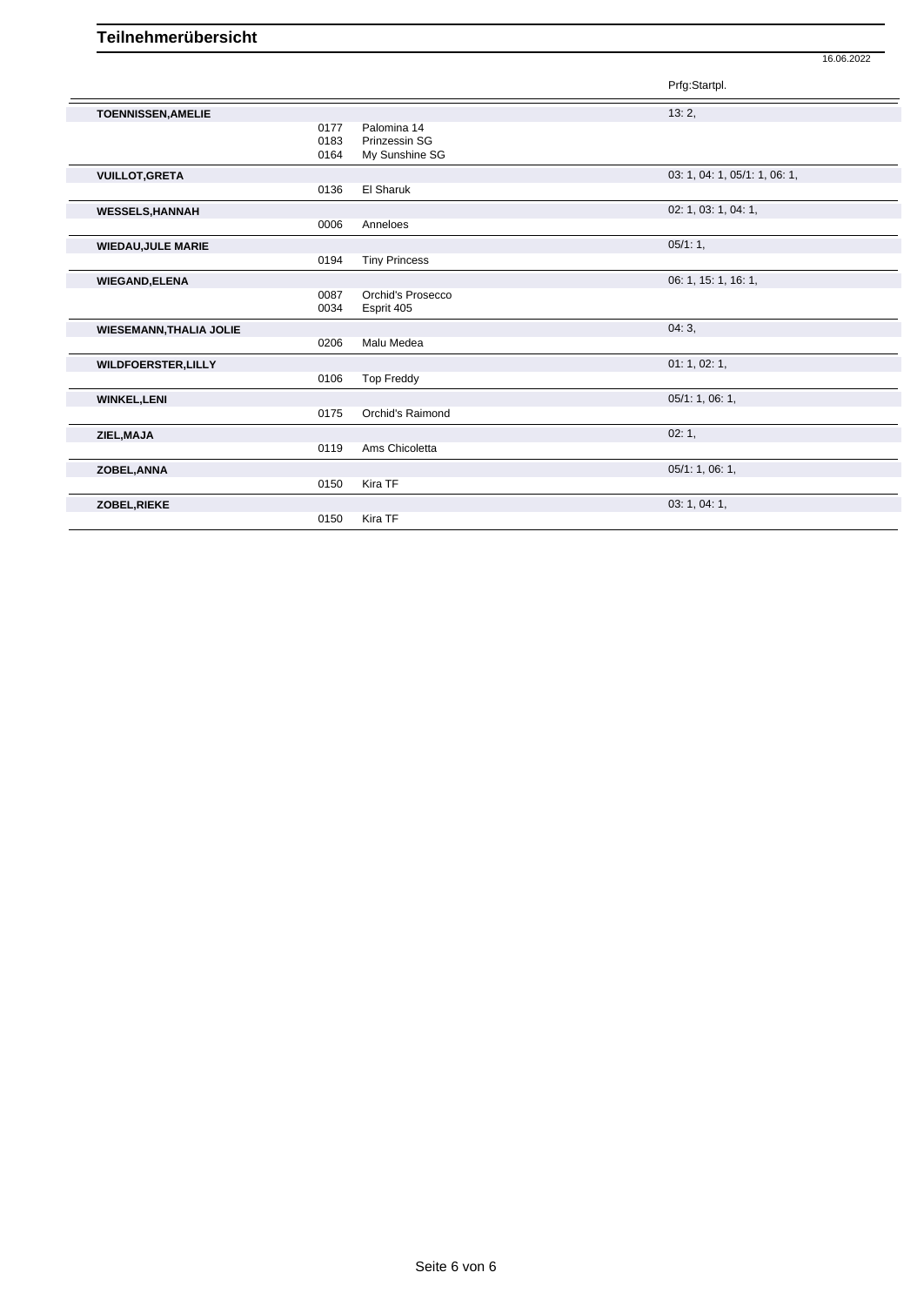# Teilnehmerübersicht

16.06.2022

| | | | Prfg:Startpl. |
|---|---|---|---|
| **TOENNISSEN,AMELIE** | | | 13: 2, |
| | 0177 | Palomina 14 | |
| | 0183 | Prinzessin SG | |
| | 0164 | My Sunshine SG | |
| **VUILLOT,GRETA** | | | 03: 1, 04: 1, 05/1: 1, 06: 1, |
| | 0136 | El Sharuk | |
| **WESSELS,HANNAH** | | | 02: 1, 03: 1, 04: 1, |
| | 0006 | Anneloes | |
| **WIEDAU,JULE MARIE** | | | 05/1: 1, |
| | 0194 | Tiny Princess | |
| **WIEGAND,ELENA** | | | 06: 1, 15: 1, 16: 1, |
| | 0087 | Orchid's Prosecco | |
| | 0034 | Esprit 405 | |
| **WIESEMANN,THALIA JOLIE** | | | 04: 3, |
| | 0206 | Malu Medea | |
| **WILDFOERSTER,LILLY** | | | 01: 1, 02: 1, |
| | 0106 | Top Freddy | |
| **WINKEL,LENI** | | | 05/1: 1, 06: 1, |
| | 0175 | Orchid's Raimond | |
| **ZIEL,MAJA** | | | 02: 1, |
| | 0119 | Ams Chicoletta | |
| **ZOBEL,ANNA** | | | 05/1: 1, 06: 1, |
| | 0150 | Kira TF | |
| **ZOBEL,RIEKE** | | | 03: 1, 04: 1, |
| | 0150 | Kira TF | |